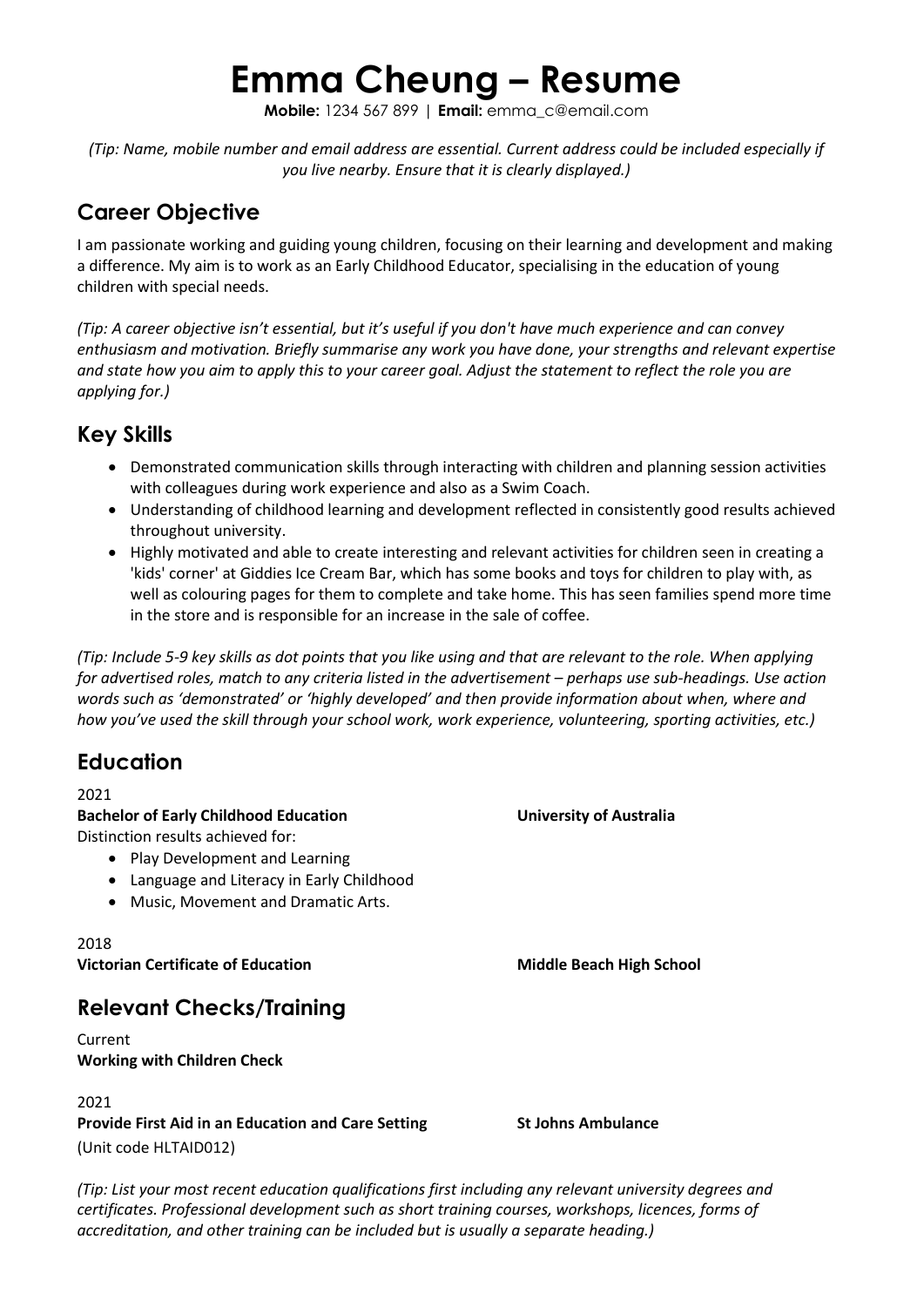# Emma Cheung – Resume

**Mobile:** 1234 567 899 | **Email:** emma_c@email.com

*(Tip: Name, mobile number and email address are essential. Current address could be included especially if you live nearby. Ensure that it is clearly displayed.)*

## Career Objective

I am passionate working and guiding young children, focusing on their learning and development and making a difference. My aim is to work as an Early Childhood Educator, specialising in the education of young children with special needs.

*(Tip: A career objective isn't essential, but it's useful if you don't have much experience and can convey enthusiasm and motivation. Briefly summarise any work you have done, your strengths and relevant expertise and state how you aim to apply this to your career goal. Adjust the statement to reflect the role you are applying for.)*

## Key Skills

- Demonstrated communication skills through interacting with children and planning session activities with colleagues during work experience and also as a Swim Coach.
- Understanding of childhood learning and development reflected in consistently good results achieved throughout university.
- Highly motivated and able to create interesting and relevant activities for children seen in creating a 'kids' corner' at Giddies Ice Cream Bar, which has some books and toys for children to play with, as well as colouring pages for them to complete and take home. This has seen families spend more time in the store and is responsible for an increase in the sale of coffee.

*(Tip: Include 5-9 key skills as dot points that you like using and that are relevant to the role. When applying for advertised roles, match to any criteria listed in the advertisement – perhaps use sub-headings. Use action words such as 'demonstrated' or 'highly developed' and then provide information about when, where and how you've used the skill through your school work, work experience, volunteering, sporting activities, etc.)*

## Education

2021
**Bachelor of Early Childhood Education** **University of Australia**
Distinction results achieved for:

- Play Development and Learning
- Language and Literacy in Early Childhood
- Music, Movement and Dramatic Arts.

2018
**Victorian Certificate of Education** **Middle Beach High School**

## Relevant Checks/Training

Current
**Working with Children Check**

2021
**Provide First Aid in an Education and Care Setting** **St Johns Ambulance**
(Unit code HLTAID012)

*(Tip: List your most recent education qualifications first including any relevant university degrees and certificates. Professional development such as short training courses, workshops, licences, forms of accreditation, and other training can be included but is usually a separate heading.)*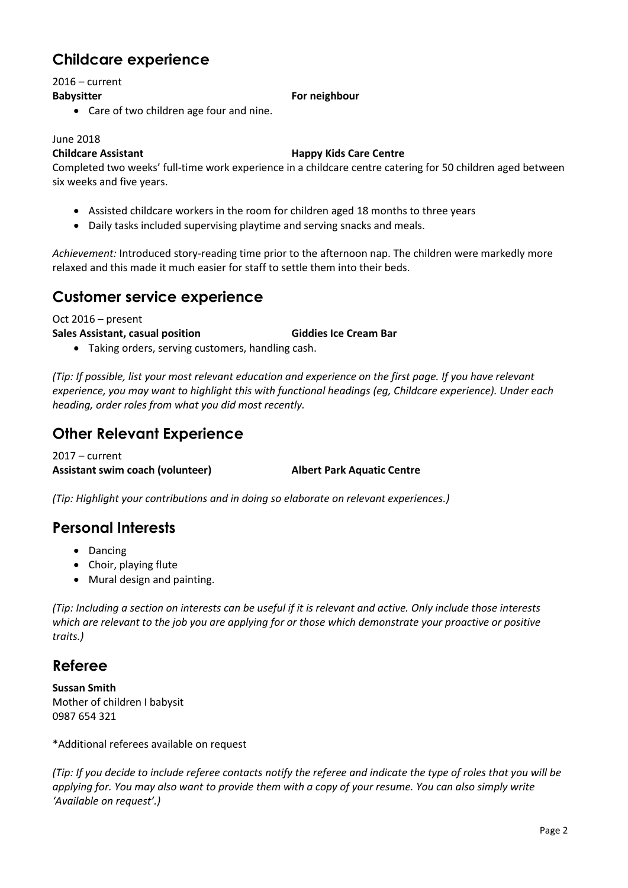## Childcare experience

2016 – current

**Babysitter** **For neighbour**

- Care of two children age four and nine.

June 2018

**Childcare Assistant** **Happy Kids Care Centre**

Completed two weeks' full-time work experience in a childcare centre catering for 50 children aged between six weeks and five years.

- Assisted childcare workers in the room for children aged 18 months to three years
- Daily tasks included supervising playtime and serving snacks and meals.

*Achievement:* Introduced story-reading time prior to the afternoon nap. The children were markedly more relaxed and this made it much easier for staff to settle them into their beds.

## Customer service experience

Oct 2016 – present

**Sales Assistant, casual position** **Giddies Ice Cream Bar**

- Taking orders, serving customers, handling cash.

*(Tip: If possible, list your most relevant education and experience on the first page. If you have relevant experience, you may want to highlight this with functional headings (eg, Childcare experience). Under each heading, order roles from what you did most recently.*

## Other Relevant Experience

2017 – current

**Assistant swim coach (volunteer)** **Albert Park Aquatic Centre**

*(Tip: Highlight your contributions and in doing so elaborate on relevant experiences.)*

## Personal Interests

- Dancing
- Choir, playing flute
- Mural design and painting.

*(Tip: Including a section on interests can be useful if it is relevant and active. Only include those interests which are relevant to the job you are applying for or those which demonstrate your proactive or positive traits.)*

## Referee

**Sussan Smith**
Mother of children I babysit
0987 654 321

*Additional referees available on request

*(Tip: If you decide to include referee contacts notify the referee and indicate the type of roles that you will be applying for. You may also want to provide them with a copy of your resume. You can also simply write 'Available on request'.)*